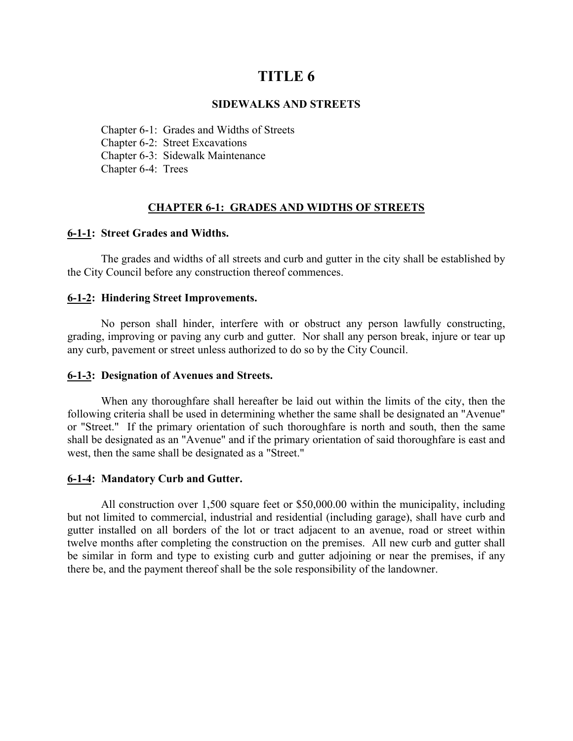# TITLE 6

## SIDEWALKS AND STREETS

Chapter 6-1: Grades and Widths of Streets
Chapter 6-2: Street Excavations
Chapter 6-3: Sidewalk Maintenance
Chapter 6-4: Trees

## CHAPTER 6-1: GRADES AND WIDTHS OF STREETS

### 6-1-1: Street Grades and Widths.

The grades and widths of all streets and curb and gutter in the city shall be established by the City Council before any construction thereof commences.

### 6-1-2: Hindering Street Improvements.

No person shall hinder, interfere with or obstruct any person lawfully constructing, grading, improving or paving any curb and gutter. Nor shall any person break, injure or tear up any curb, pavement or street unless authorized to do so by the City Council.

### 6-1-3: Designation of Avenues and Streets.

When any thoroughfare shall hereafter be laid out within the limits of the city, then the following criteria shall be used in determining whether the same shall be designated an "Avenue" or "Street." If the primary orientation of such thoroughfare is north and south, then the same shall be designated as an "Avenue" and if the primary orientation of said thoroughfare is east and west, then the same shall be designated as a "Street."

### 6-1-4: Mandatory Curb and Gutter.

All construction over 1,500 square feet or $50,000.00 within the municipality, including but not limited to commercial, industrial and residential (including garage), shall have curb and gutter installed on all borders of the lot or tract adjacent to an avenue, road or street within twelve months after completing the construction on the premises. All new curb and gutter shall be similar in form and type to existing curb and gutter adjoining or near the premises, if any there be, and the payment thereof shall be the sole responsibility of the landowner.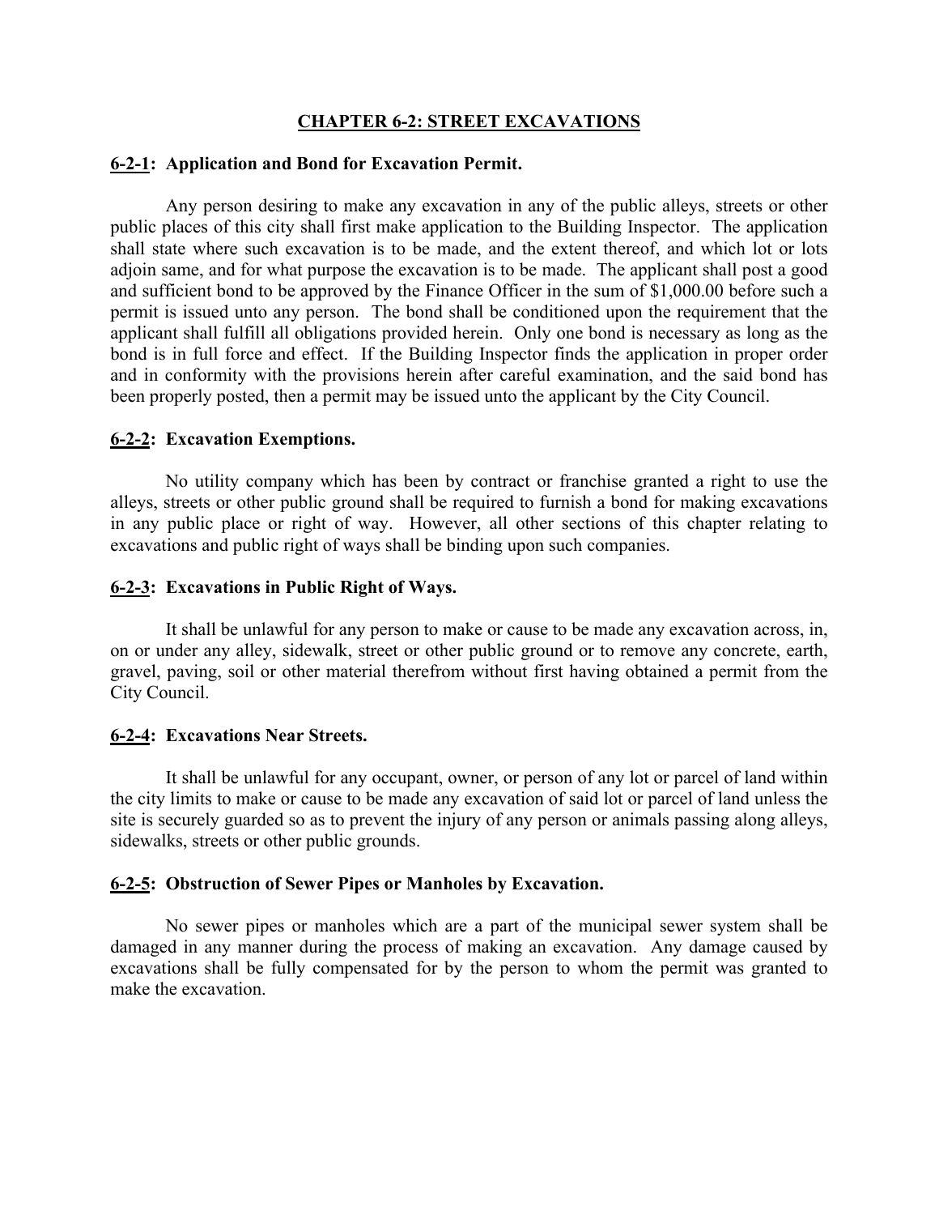# CHAPTER 6-2: STREET EXCAVATIONS

**6-2-1: Application and Bond for Excavation Permit.**

Any person desiring to make any excavation in any of the public alleys, streets or other public places of this city shall first make application to the Building Inspector. The application shall state where such excavation is to be made, and the extent thereof, and which lot or lots adjoin same, and for what purpose the excavation is to be made. The applicant shall post a good and sufficient bond to be approved by the Finance Officer in the sum of $1,000.00 before such a permit is issued unto any person. The bond shall be conditioned upon the requirement that the applicant shall fulfill all obligations provided herein. Only one bond is necessary as long as the bond is in full force and effect. If the Building Inspector finds the application in proper order and in conformity with the provisions herein after careful examination, and the said bond has been properly posted, then a permit may be issued unto the applicant by the City Council.

**6-2-2: Excavation Exemptions.**

No utility company which has been by contract or franchise granted a right to use the alleys, streets or other public ground shall be required to furnish a bond for making excavations in any public place or right of way. However, all other sections of this chapter relating to excavations and public right of ways shall be binding upon such companies.

**6-2-3: Excavations in Public Right of Ways.**

It shall be unlawful for any person to make or cause to be made any excavation across, in, on or under any alley, sidewalk, street or other public ground or to remove any concrete, earth, gravel, paving, soil or other material therefrom without first having obtained a permit from the City Council.

**6-2-4: Excavations Near Streets.**

It shall be unlawful for any occupant, owner, or person of any lot or parcel of land within the city limits to make or cause to be made any excavation of said lot or parcel of land unless the site is securely guarded so as to prevent the injury of any person or animals passing along alleys, sidewalks, streets or other public grounds.

**6-2-5: Obstruction of Sewer Pipes or Manholes by Excavation.**

No sewer pipes or manholes which are a part of the municipal sewer system shall be damaged in any manner during the process of making an excavation. Any damage caused by excavations shall be fully compensated for by the person to whom the permit was granted to make the excavation.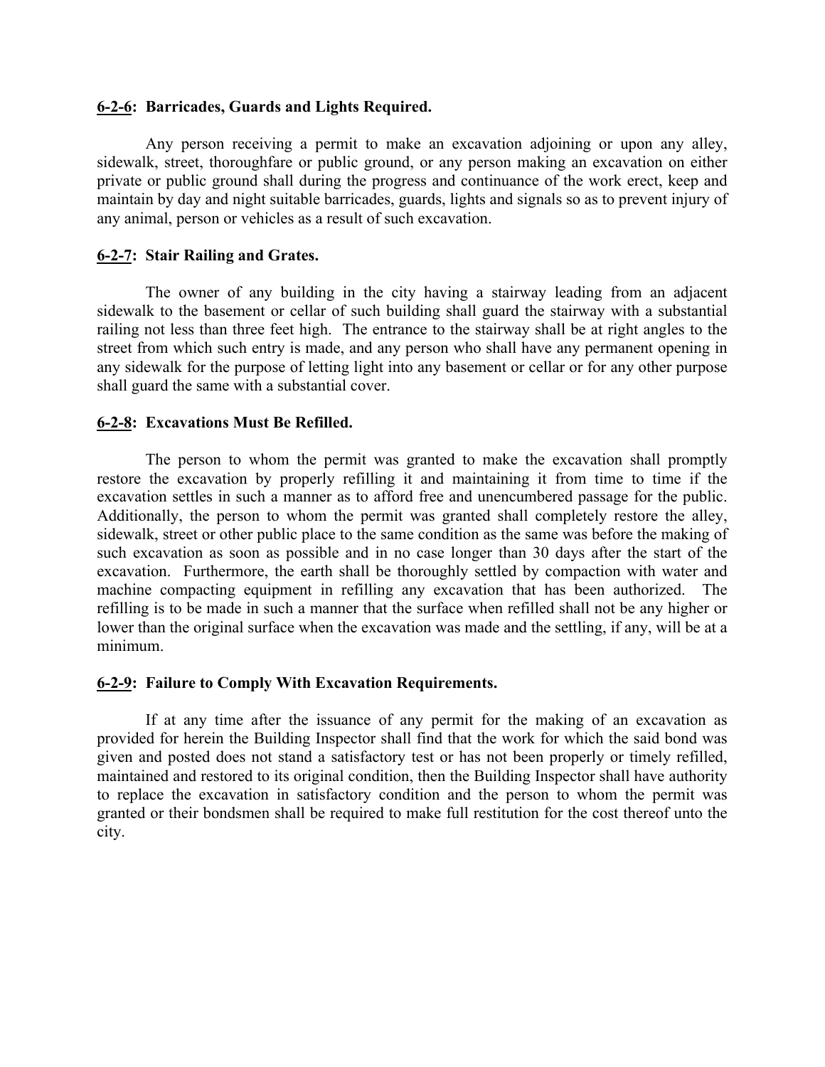**<u>6-2-6</u>: Barricades, Guards and Lights Required.**

Any person receiving a permit to make an excavation adjoining or upon any alley, sidewalk, street, thoroughfare or public ground, or any person making an excavation on either private or public ground shall during the progress and continuance of the work erect, keep and maintain by day and night suitable barricades, guards, lights and signals so as to prevent injury of any animal, person or vehicles as a result of such excavation.

**<u>6-2-7</u>: Stair Railing and Grates.**

The owner of any building in the city having a stairway leading from an adjacent sidewalk to the basement or cellar of such building shall guard the stairway with a substantial railing not less than three feet high. The entrance to the stairway shall be at right angles to the street from which such entry is made, and any person who shall have any permanent opening in any sidewalk for the purpose of letting light into any basement or cellar or for any other purpose shall guard the same with a substantial cover.

**<u>6-2-8</u>: Excavations Must Be Refilled.**

The person to whom the permit was granted to make the excavation shall promptly restore the excavation by properly refilling it and maintaining it from time to time if the excavation settles in such a manner as to afford free and unencumbered passage for the public. Additionally, the person to whom the permit was granted shall completely restore the alley, sidewalk, street or other public place to the same condition as the same was before the making of such excavation as soon as possible and in no case longer than 30 days after the start of the excavation. Furthermore, the earth shall be thoroughly settled by compaction with water and machine compacting equipment in refilling any excavation that has been authorized. The refilling is to be made in such a manner that the surface when refilled shall not be any higher or lower than the original surface when the excavation was made and the settling, if any, will be at a minimum.

**<u>6-2-9</u>: Failure to Comply With Excavation Requirements.**

If at any time after the issuance of any permit for the making of an excavation as provided for herein the Building Inspector shall find that the work for which the said bond was given and posted does not stand a satisfactory test or has not been properly or timely refilled, maintained and restored to its original condition, then the Building Inspector shall have authority to replace the excavation in satisfactory condition and the person to whom the permit was granted or their bondsmen shall be required to make full restitution for the cost thereof unto the city.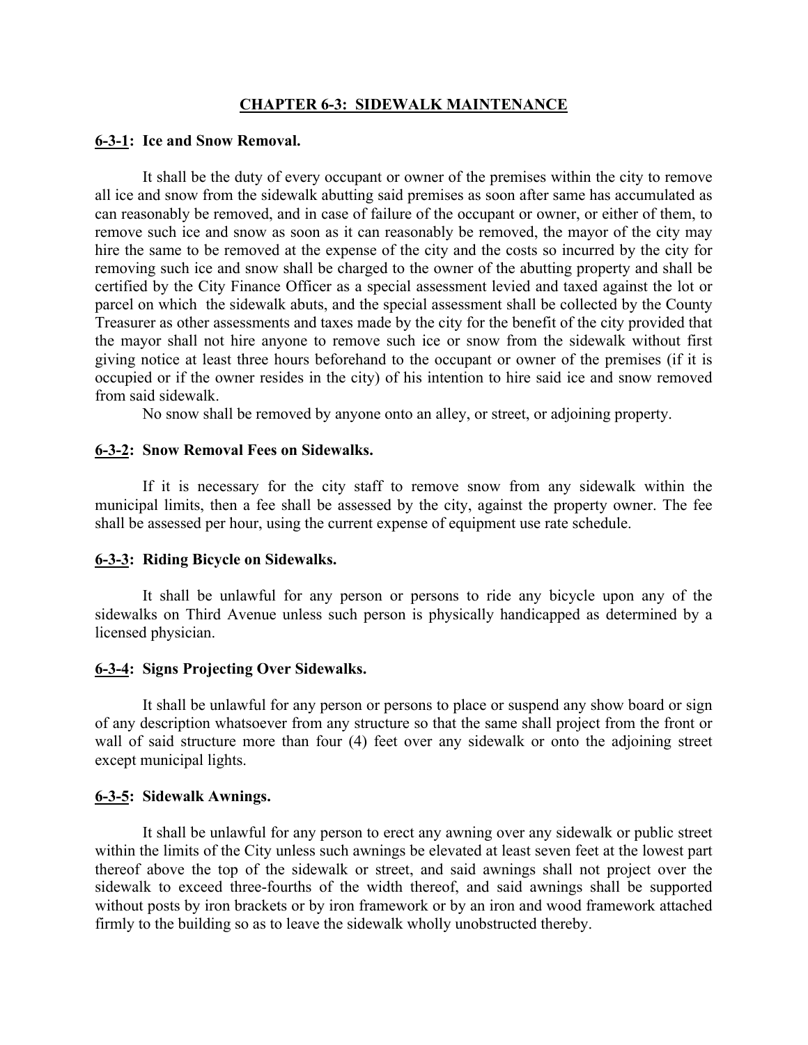# CHAPTER 6-3: SIDEWALK MAINTENANCE

## 6-3-1: Ice and Snow Removal.

It shall be the duty of every occupant or owner of the premises within the city to remove all ice and snow from the sidewalk abutting said premises as soon after same has accumulated as can reasonably be removed, and in case of failure of the occupant or owner, or either of them, to remove such ice and snow as soon as it can reasonably be removed, the mayor of the city may hire the same to be removed at the expense of the city and the costs so incurred by the city for removing such ice and snow shall be charged to the owner of the abutting property and shall be certified by the City Finance Officer as a special assessment levied and taxed against the lot or parcel on which the sidewalk abuts, and the special assessment shall be collected by the County Treasurer as other assessments and taxes made by the city for the benefit of the city provided that the mayor shall not hire anyone to remove such ice or snow from the sidewalk without first giving notice at least three hours beforehand to the occupant or owner of the premises (if it is occupied or if the owner resides in the city) of his intention to hire said ice and snow removed from said sidewalk.

No snow shall be removed by anyone onto an alley, or street, or adjoining property.

## 6-3-2: Snow Removal Fees on Sidewalks.

If it is necessary for the city staff to remove snow from any sidewalk within the municipal limits, then a fee shall be assessed by the city, against the property owner. The fee shall be assessed per hour, using the current expense of equipment use rate schedule.

## 6-3-3: Riding Bicycle on Sidewalks.

It shall be unlawful for any person or persons to ride any bicycle upon any of the sidewalks on Third Avenue unless such person is physically handicapped as determined by a licensed physician.

## 6-3-4: Signs Projecting Over Sidewalks.

It shall be unlawful for any person or persons to place or suspend any show board or sign of any description whatsoever from any structure so that the same shall project from the front or wall of said structure more than four (4) feet over any sidewalk or onto the adjoining street except municipal lights.

## 6-3-5: Sidewalk Awnings.

It shall be unlawful for any person to erect any awning over any sidewalk or public street within the limits of the City unless such awnings be elevated at least seven feet at the lowest part thereof above the top of the sidewalk or street, and said awnings shall not project over the sidewalk to exceed three-fourths of the width thereof, and said awnings shall be supported without posts by iron brackets or by iron framework or by an iron and wood framework attached firmly to the building so as to leave the sidewalk wholly unobstructed thereby.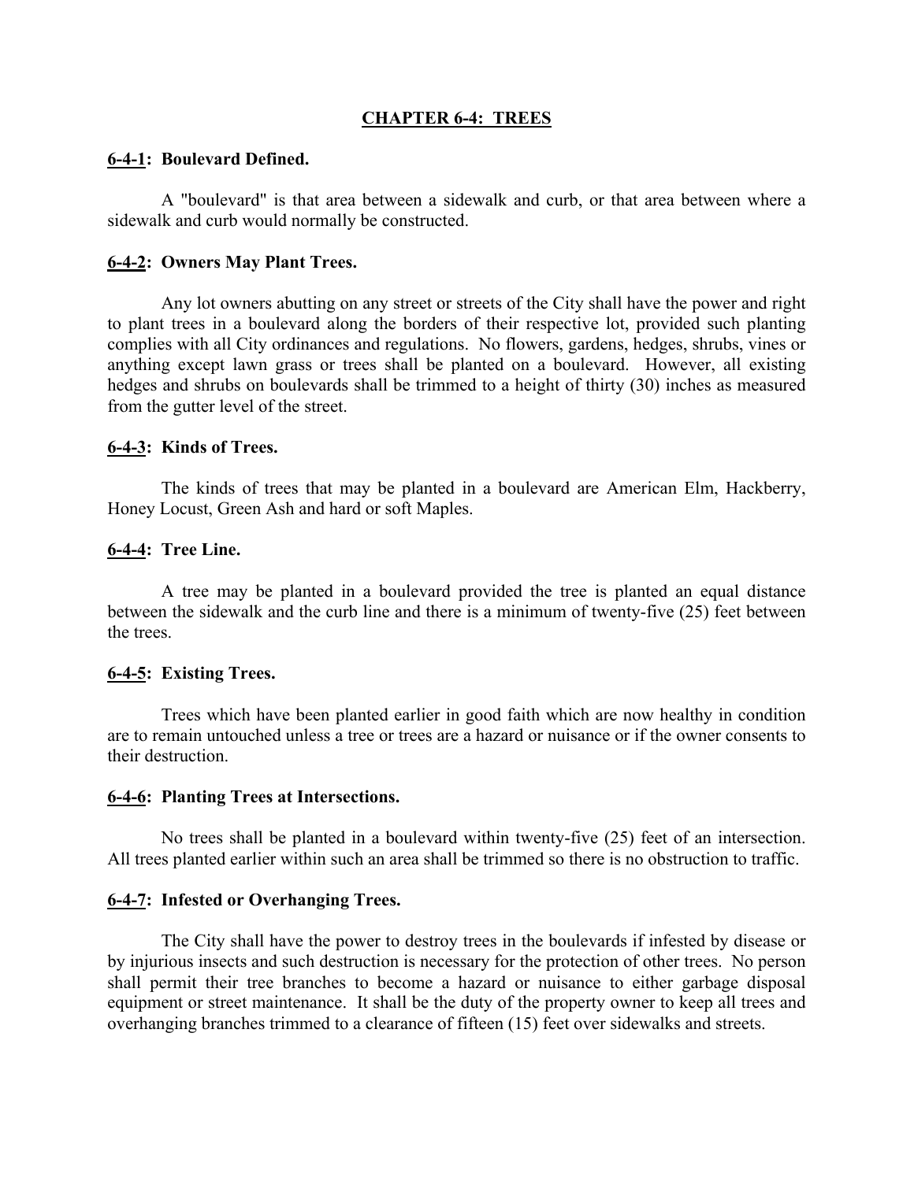# CHAPTER 6-4: TREES

## 6-4-1: Boulevard Defined.

A "boulevard" is that area between a sidewalk and curb, or that area between where a sidewalk and curb would normally be constructed.

## 6-4-2: Owners May Plant Trees.

Any lot owners abutting on any street or streets of the City shall have the power and right to plant trees in a boulevard along the borders of their respective lot, provided such planting complies with all City ordinances and regulations. No flowers, gardens, hedges, shrubs, vines or anything except lawn grass or trees shall be planted on a boulevard. However, all existing hedges and shrubs on boulevards shall be trimmed to a height of thirty (30) inches as measured from the gutter level of the street.

## 6-4-3: Kinds of Trees.

The kinds of trees that may be planted in a boulevard are American Elm, Hackberry, Honey Locust, Green Ash and hard or soft Maples.

## 6-4-4: Tree Line.

A tree may be planted in a boulevard provided the tree is planted an equal distance between the sidewalk and the curb line and there is a minimum of twenty-five (25) feet between the trees.

## 6-4-5: Existing Trees.

Trees which have been planted earlier in good faith which are now healthy in condition are to remain untouched unless a tree or trees are a hazard or nuisance or if the owner consents to their destruction.

## 6-4-6: Planting Trees at Intersections.

No trees shall be planted in a boulevard within twenty-five (25) feet of an intersection. All trees planted earlier within such an area shall be trimmed so there is no obstruction to traffic.

## 6-4-7: Infested or Overhanging Trees.

The City shall have the power to destroy trees in the boulevards if infested by disease or by injurious insects and such destruction is necessary for the protection of other trees. No person shall permit their tree branches to become a hazard or nuisance to either garbage disposal equipment or street maintenance. It shall be the duty of the property owner to keep all trees and overhanging branches trimmed to a clearance of fifteen (15) feet over sidewalks and streets.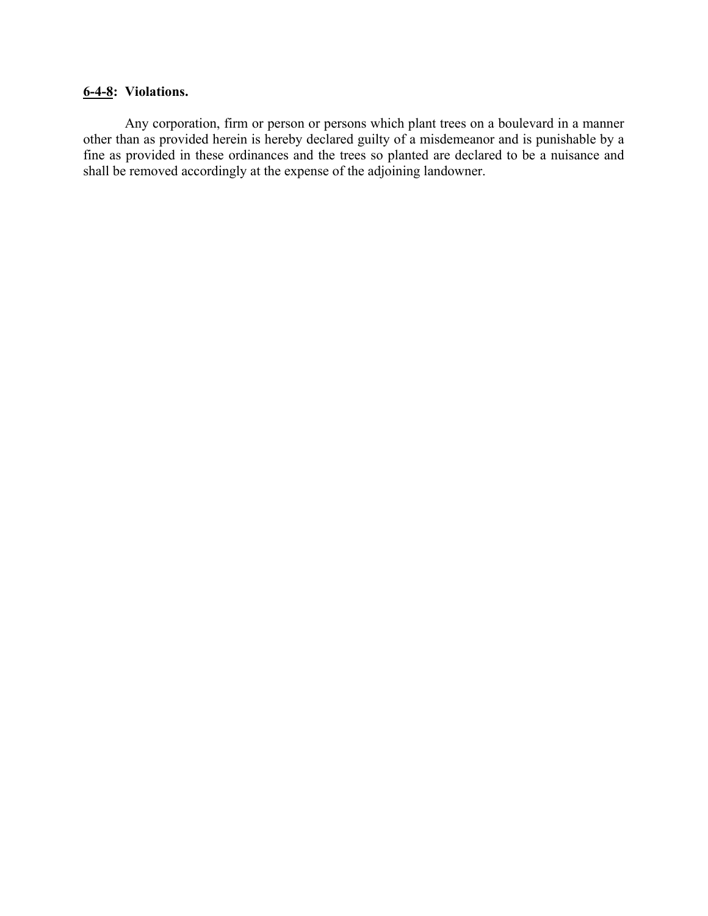**<u>6-4-8</u>: Violations.**

Any corporation, firm or person or persons which plant trees on a boulevard in a manner other than as provided herein is hereby declared guilty of a misdemeanor and is punishable by a fine as provided in these ordinances and the trees so planted are declared to be a nuisance and shall be removed accordingly at the expense of the adjoining landowner.